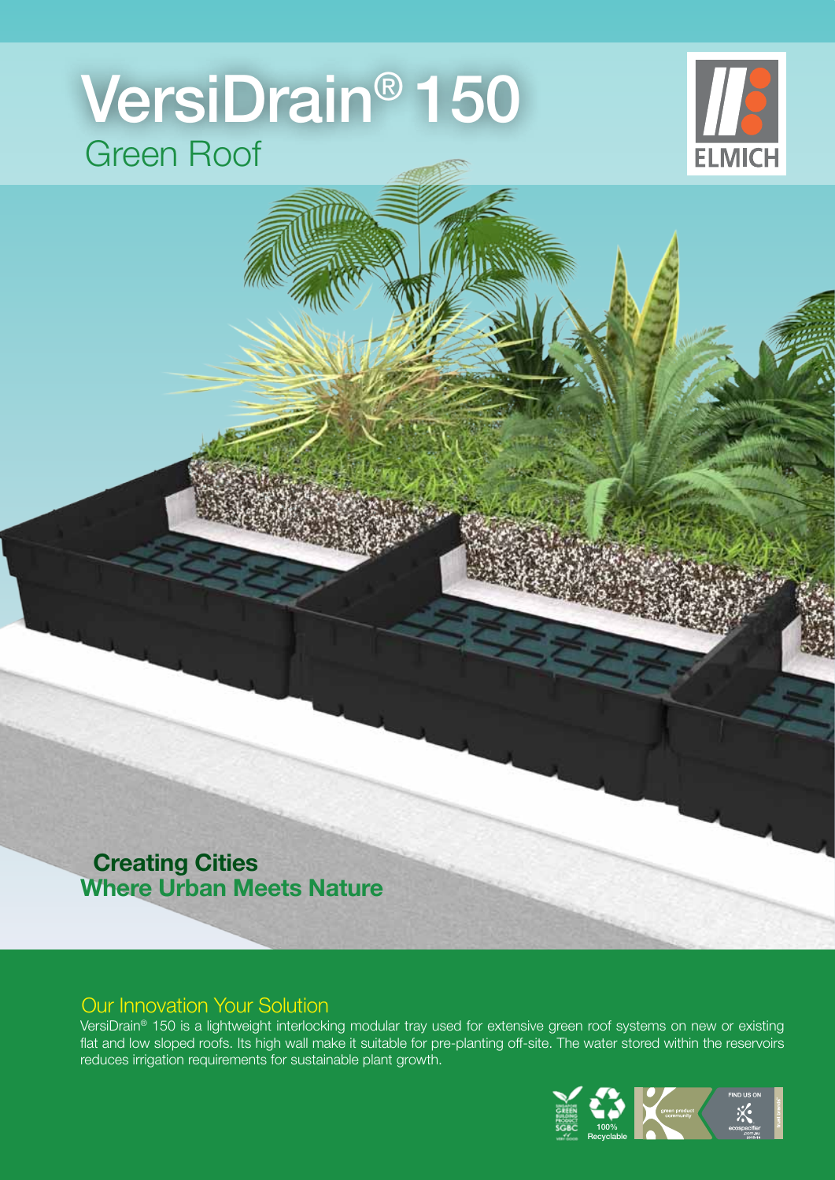# VersiDrain® 150

## Green Roof

ELMICH

**Creating Cities**
**Where Urban Meets Nature**

### Our Innovation Your Solution

VersiDrain® 150 is a lightweight interlocking modular tray used for extensive green roof systems on new or existing flat and low sloped roofs. Its high wall make it suitable for pre-planting off-site. The water stored within the reservoirs reduces irrigation requirements for sustainable plant growth.

100% Recyclable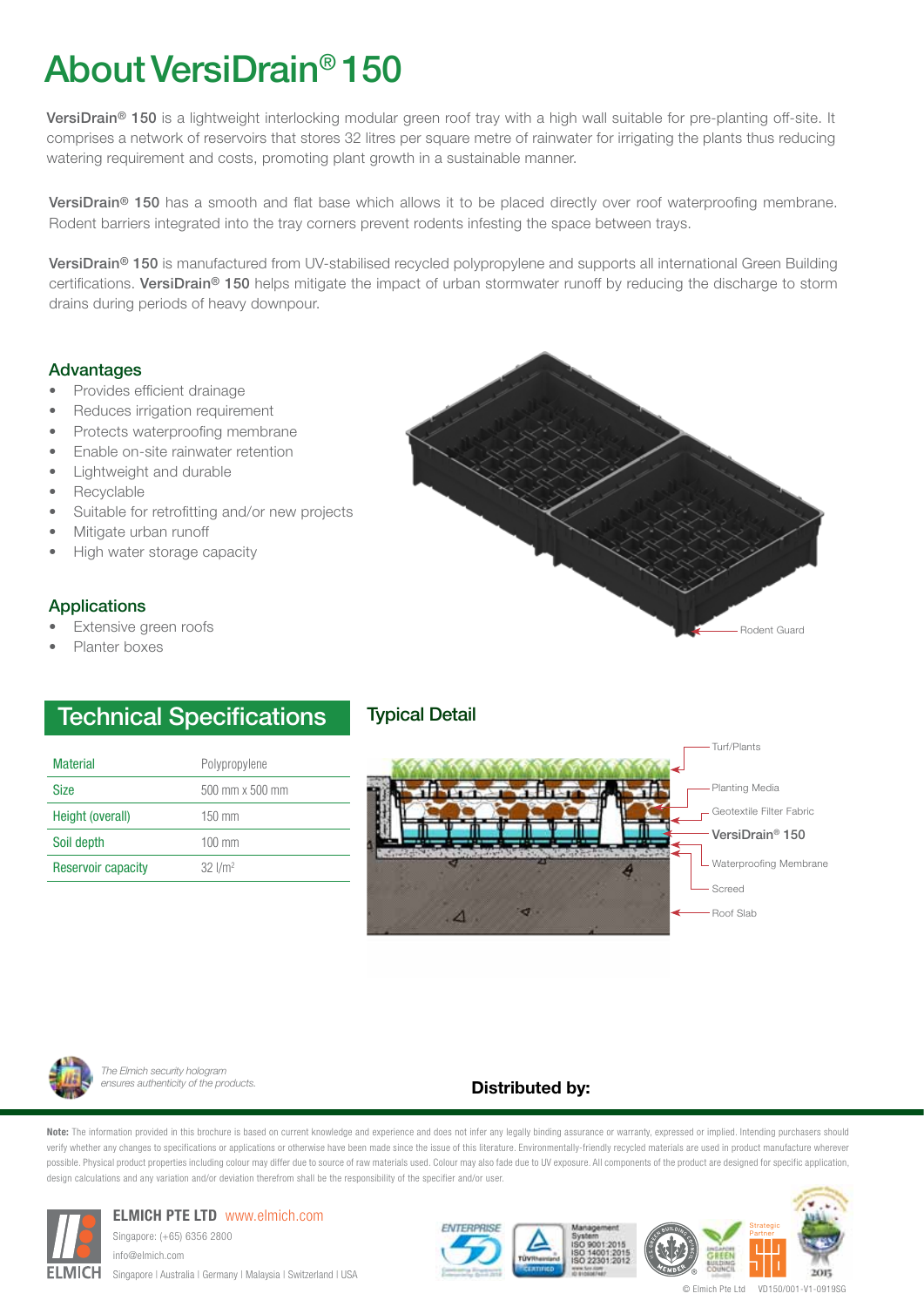# About VersiDrain® 150

**VersiDrain® 150** is a lightweight interlocking modular green roof tray with a high wall suitable for pre-planting off-site. It comprises a network of reservoirs that stores 32 litres per square metre of rainwater for irrigating the plants thus reducing watering requirement and costs, promoting plant growth in a sustainable manner.

**VersiDrain® 150** has a smooth and flat base which allows it to be placed directly over roof waterproofing membrane. Rodent barriers integrated into the tray corners prevent rodents infesting the space between trays.

**VersiDrain® 150** is manufactured from UV-stabilised recycled polypropylene and supports all international Green Building certifications. **VersiDrain® 150** helps mitigate the impact of urban stormwater runoff by reducing the discharge to storm drains during periods of heavy downpour.

## Advantages

- Provides efficient drainage
- Reduces irrigation requirement
- Protects waterproofing membrane
- Enable on-site rainwater retention
- Lightweight and durable
- Recyclable
- Suitable for retrofitting and/or new projects
- Mitigate urban runoff
- High water storage capacity

Rodent Guard

## Applications

- Extensive green roofs
- Planter boxes

## Technical Specifications

| | |
|---|---|
| Material | Polypropylene |
| Size | 500 mm x 500 mm |
| Height (overall) | 150 mm |
| Soil depth | 100 mm |
| Reservoir capacity | 32 l/m² |

## Typical Detail

Turf/Plants
Planting Media
Geotextile Filter Fabric
**VersiDrain® 150**
Waterproofing Membrane
Screed
Roof Slab

*The Elmich security hologram ensures authenticity of the products.*

**Distributed by:**

**Note:** The information provided in this brochure is based on current knowledge and experience and does not infer any legally binding assurance or warranty, expressed or implied. Intending purchasers should verify whether any changes to specifications or applications or otherwise have been made since the issue of this literature. Environmentally-friendly recycled materials are used in product manufacture wherever possible. Physical product properties including colour may differ due to source of raw materials used. Colour may also fade due to UV exposure. All components of the product are designed for specific application, design calculations and any variation and/or deviation therefrom shall be the responsibility of the specifier and/or user.

**ELMICH PTE LTD** www.elmich.com
Singapore: (+65) 6356 2800
info@elmich.com
Singapore | Australia | Germany | Malaysia | Switzerland | USA

Management System ISO 9001:2015 ISO 14001:2015 ISO 22301:2012

© Elmich Pte Ltd VD150/001-V1-0919SG